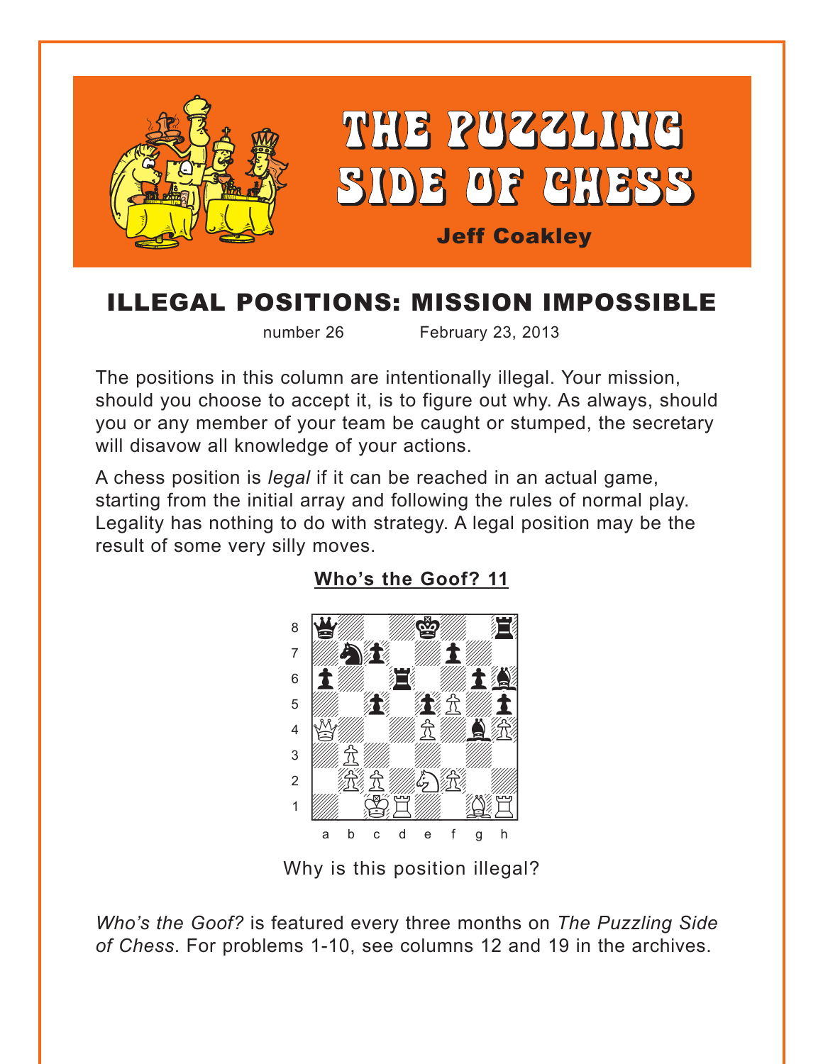# THE PUZZLING SIDE OF CHESS

**Jeff Coakley**

## ILLEGAL POSITIONS: MISSION IMPOSSIBLE

number 26 February 23, 2013

The positions in this column are intentionally illegal. Your mission, should you choose to accept it, is to figure out why. As always, should you or any member of your team be caught or stumped, the secretary will disavow all knowledge of your actions.

A chess position is *legal* if it can be reached in an actual game, starting from the initial array and following the rules of normal play. Legality has nothing to do with strategy. A legal position may be the result of some very silly moves.

**Who's the Goof? 11**

Why is this position illegal?

*Who's the Goof?* is featured every three months on *The Puzzling Side of Chess*. For problems 1-10, see columns 12 and 19 in the archives.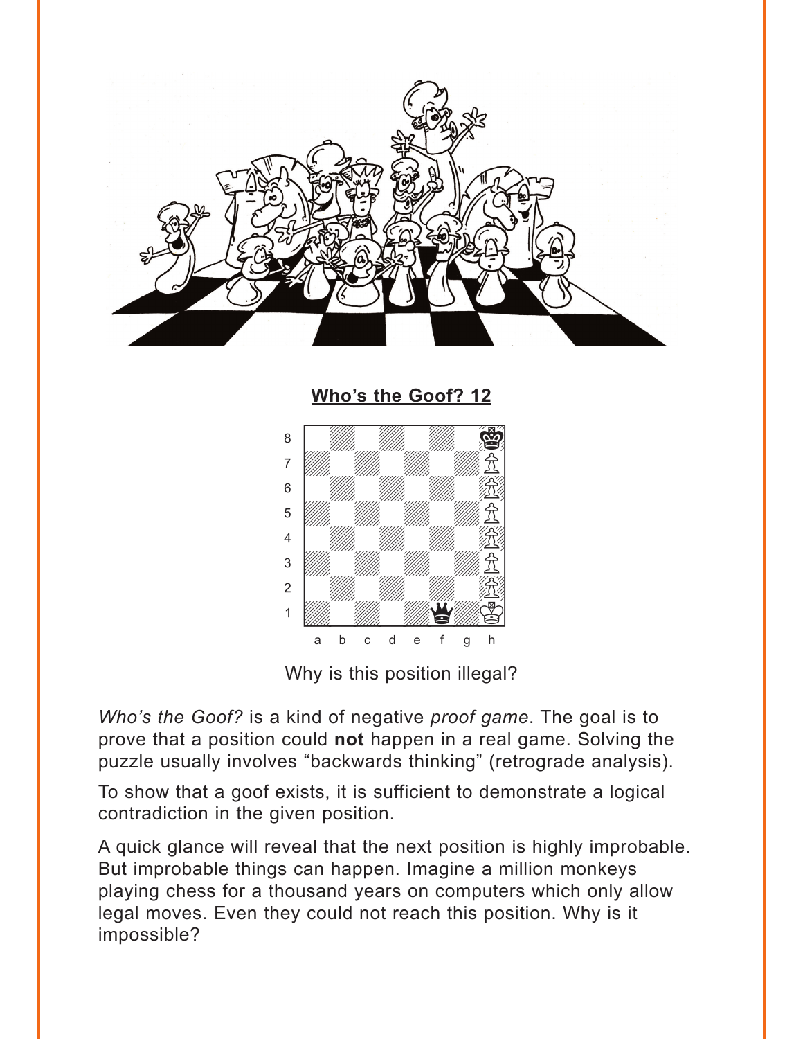## Who's the Goof? 12

Why is this position illegal?

*Who's the Goof?* is a kind of negative *proof game*. The goal is to prove that a position could **not** happen in a real game. Solving the puzzle usually involves "backwards thinking" (retrograde analysis).

To show that a goof exists, it is sufficient to demonstrate a logical contradiction in the given position.

A quick glance will reveal that the next position is highly improbable. But improbable things can happen. Imagine a million monkeys playing chess for a thousand years on computers which only allow legal moves. Even they could not reach this position. Why is it impossible?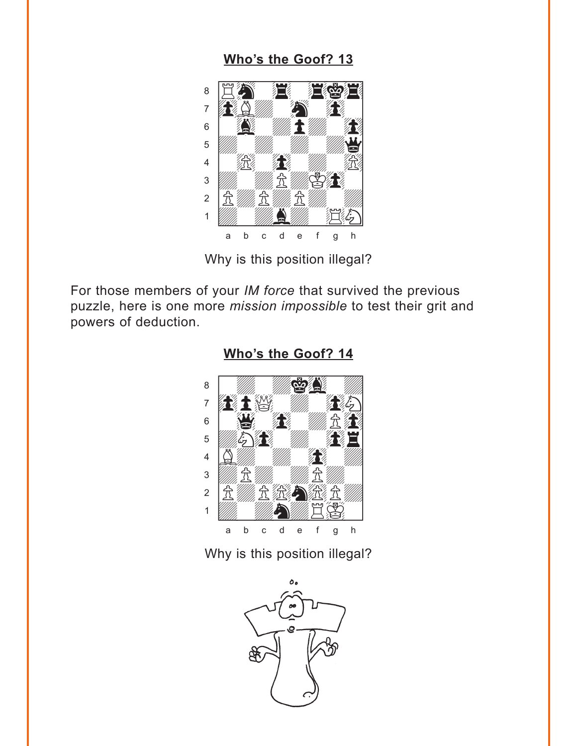## Who's the Goof? 13

Why is this position illegal?

For those members of your *IM force* that survived the previous puzzle, here is one more *mission impossible* to test their grit and powers of deduction.

## Who's the Goof? 14

Why is this position illegal?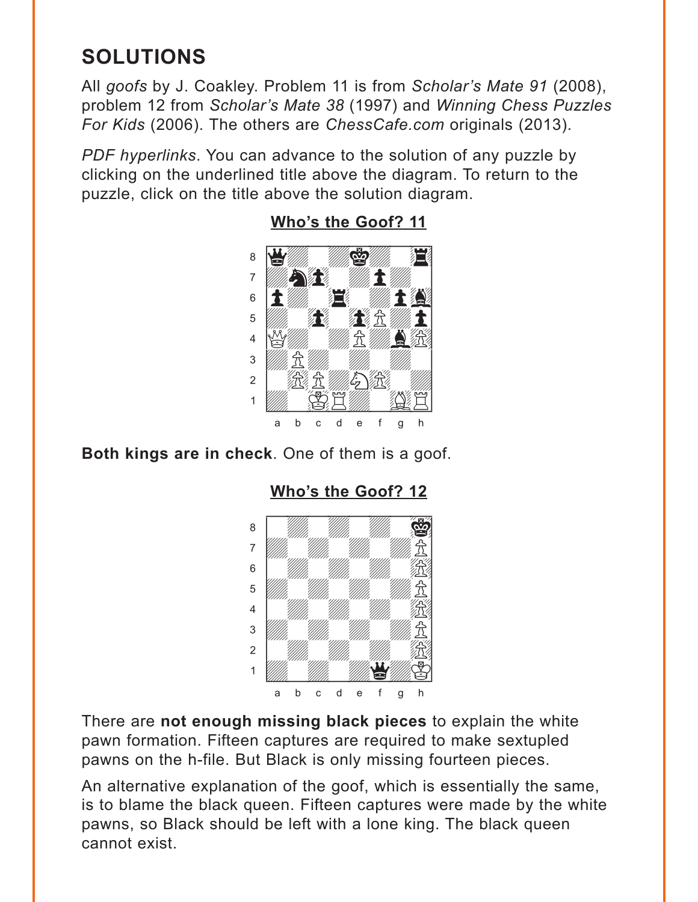## SOLUTIONS

All *goofs* by J. Coakley. Problem 11 is from *Scholar's Mate 91* (2008), problem 12 from *Scholar's Mate 38* (1997) and *Winning Chess Puzzles For Kids* (2006). The others are *ChessCafe.com* originals (2013).

*PDF hyperlinks*. You can advance to the solution of any puzzle by clicking on the underlined title above the diagram. To return to the puzzle, click on the title above the solution diagram.

### Who's the Goof? 11

**Both kings are in check**. One of them is a goof.

### Who's the Goof? 12

There are **not enough missing black pieces** to explain the white pawn formation. Fifteen captures are required to make sextupled pawns on the h-file. But Black is only missing fourteen pieces.

An alternative explanation of the goof, which is essentially the same, is to blame the black queen. Fifteen captures were made by the white pawns, so Black should be left with a lone king. The black queen cannot exist.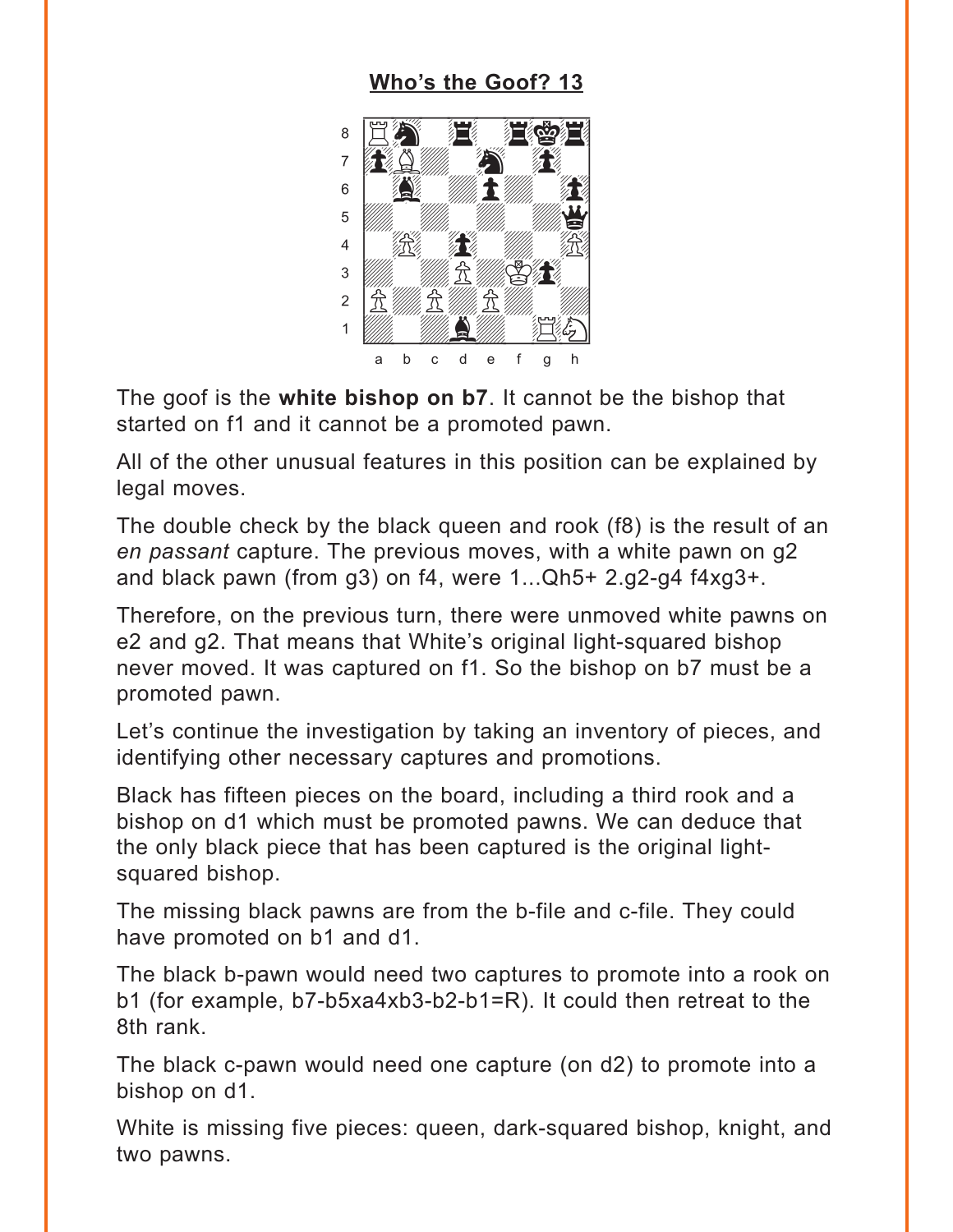## Who's the Goof? 13

The goof is the **white bishop on b7**. It cannot be the bishop that started on f1 and it cannot be a promoted pawn.

All of the other unusual features in this position can be explained by legal moves.

The double check by the black queen and rook (f8) is the result of an *en passant* capture. The previous moves, with a white pawn on g2 and black pawn (from g3) on f4, were 1...Qh5+ 2.g2-g4 f4xg3+.

Therefore, on the previous turn, there were unmoved white pawns on e2 and g2. That means that White's original light-squared bishop never moved. It was captured on f1. So the bishop on b7 must be a promoted pawn.

Let's continue the investigation by taking an inventory of pieces, and identifying other necessary captures and promotions.

Black has fifteen pieces on the board, including a third rook and a bishop on d1 which must be promoted pawns. We can deduce that the only black piece that has been captured is the original light-squared bishop.

The missing black pawns are from the b-file and c-file. They could have promoted on b1 and d1.

The black b-pawn would need two captures to promote into a rook on b1 (for example, b7-b5xa4xb3-b2-b1=R). It could then retreat to the 8th rank.

The black c-pawn would need one capture (on d2) to promote into a bishop on d1.

White is missing five pieces: queen, dark-squared bishop, knight, and two pawns.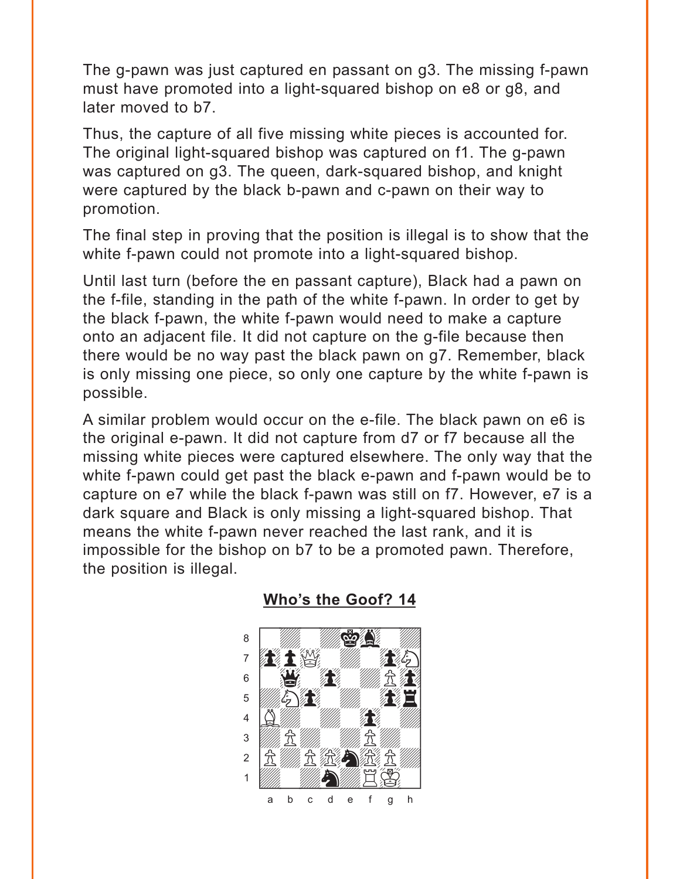The g-pawn was just captured en passant on g3. The missing f-pawn must have promoted into a light-squared bishop on e8 or g8, and later moved to b7.

Thus, the capture of all five missing white pieces is accounted for. The original light-squared bishop was captured on f1. The g-pawn was captured on g3. The queen, dark-squared bishop, and knight were captured by the black b-pawn and c-pawn on their way to promotion.

The final step in proving that the position is illegal is to show that the white f-pawn could not promote into a light-squared bishop.

Until last turn (before the en passant capture), Black had a pawn on the f-file, standing in the path of the white f-pawn. In order to get by the black f-pawn, the white f-pawn would need to make a capture onto an adjacent file. It did not capture on the g-file because then there would be no way past the black pawn on g7. Remember, black is only missing one piece, so only one capture by the white f-pawn is possible.

A similar problem would occur on the e-file. The black pawn on e6 is the original e-pawn. It did not capture from d7 or f7 because all the missing white pieces were captured elsewhere. The only way that the white f-pawn could get past the black e-pawn and f-pawn would be to capture on e7 while the black f-pawn was still on f7. However, e7 is a dark square and Black is only missing a light-squared bishop. That means the white f-pawn never reached the last rank, and it is impossible for the bishop on b7 to be a promoted pawn. Therefore, the position is illegal.

## Who's the Goof? 14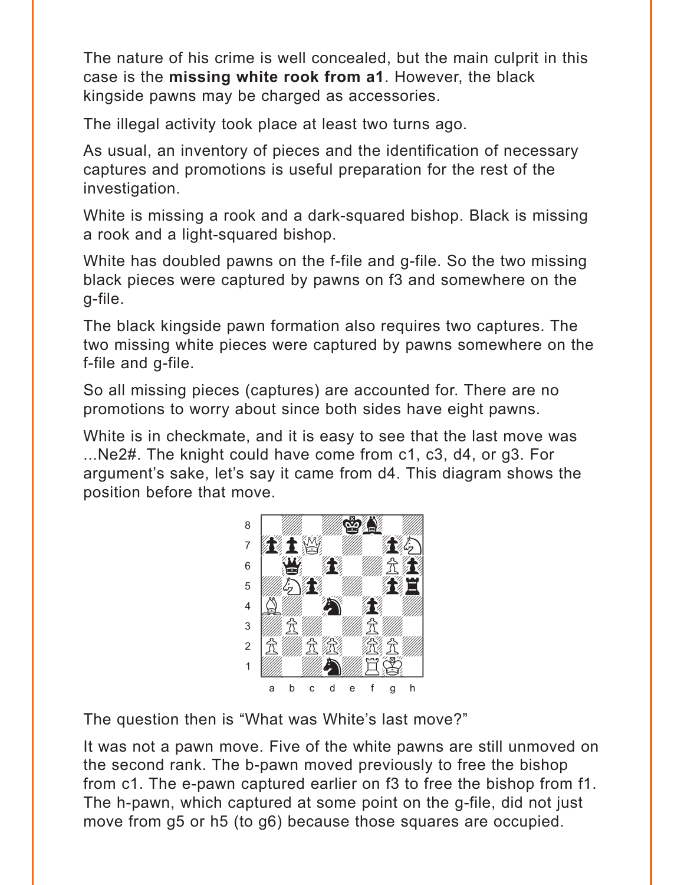The nature of his crime is well concealed, but the main culprit in this case is the **missing white rook from a1**. However, the black kingside pawns may be charged as accessories.

The illegal activity took place at least two turns ago.

As usual, an inventory of pieces and the identification of necessary captures and promotions is useful preparation for the rest of the investigation.

White is missing a rook and a dark-squared bishop. Black is missing a rook and a light-squared bishop.

White has doubled pawns on the f-file and g-file. So the two missing black pieces were captured by pawns on f3 and somewhere on the g-file.

The black kingside pawn formation also requires two captures. The two missing white pieces were captured by pawns somewhere on the f-file and g-file.

So all missing pieces (captures) are accounted for. There are no promotions to worry about since both sides have eight pawns.

White is in checkmate, and it is easy to see that the last move was ...Ne2#. The knight could have come from c1, c3, d4, or g3. For argument's sake, let's say it came from d4. This diagram shows the position before that move.

The question then is "What was White's last move?"

It was not a pawn move. Five of the white pawns are still unmoved on the second rank. The b-pawn moved previously to free the bishop from c1. The e-pawn captured earlier on f3 to free the bishop from f1. The h-pawn, which captured at some point on the g-file, did not just move from g5 or h5 (to g6) because those squares are occupied.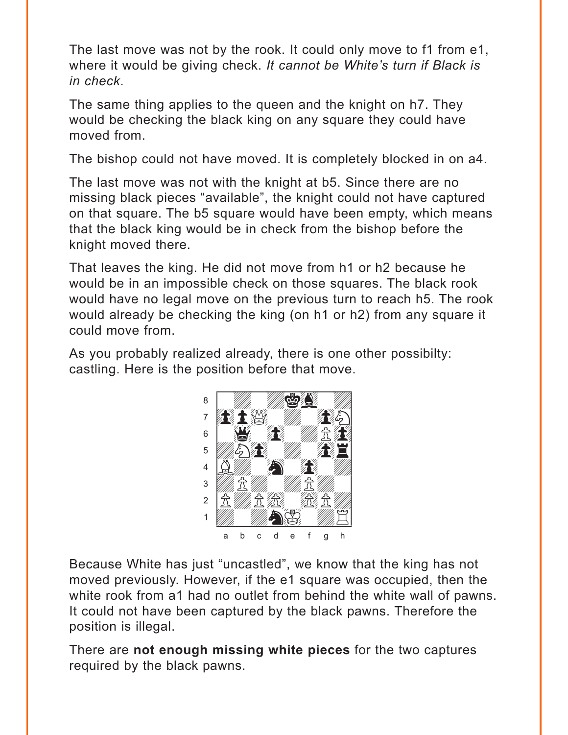The last move was not by the rook. It could only move to f1 from e1, where it would be giving check. *It cannot be White's turn if Black is in check*.

The same thing applies to the queen and the knight on h7. They would be checking the black king on any square they could have moved from.

The bishop could not have moved. It is completely blocked in on a4.

The last move was not with the knight at b5. Since there are no missing black pieces "available", the knight could not have captured on that square. The b5 square would have been empty, which means that the black king would be in check from the bishop before the knight moved there.

That leaves the king. He did not move from h1 or h2 because he would be in an impossible check on those squares. The black rook would have no legal move on the previous turn to reach h5. The rook would already be checking the king (on h1 or h2) from any square it could move from.

As you probably realized already, there is one other possibilty: castling. Here is the position before that move.

Because White has just "uncastled", we know that the king has not moved previously. However, if the e1 square was occupied, then the white rook from a1 had no outlet from behind the white wall of pawns. It could not have been captured by the black pawns. Therefore the position is illegal.

There are **not enough missing white pieces** for the two captures required by the black pawns.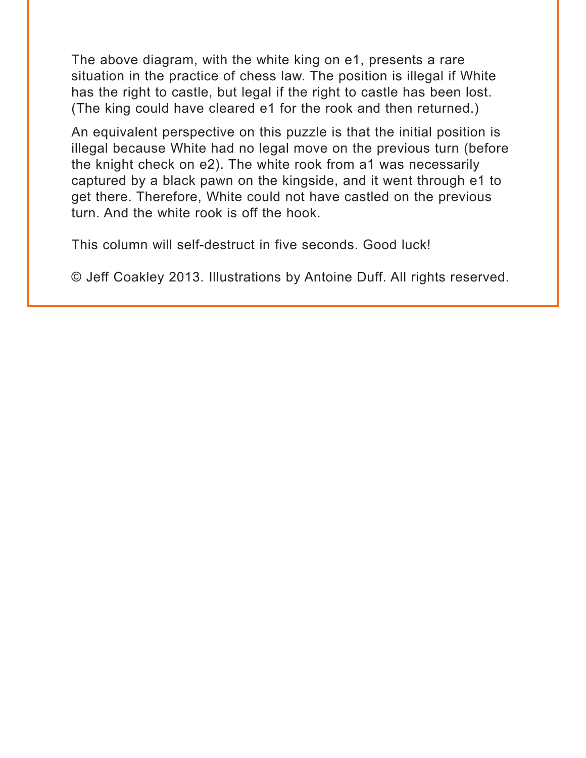The above diagram, with the white king on e1, presents a rare situation in the practice of chess law. The position is illegal if White has the right to castle, but legal if the right to castle has been lost. (The king could have cleared e1 for the rook and then returned.)

An equivalent perspective on this puzzle is that the initial position is illegal because White had no legal move on the previous turn (before the knight check on e2). The white rook from a1 was necessarily captured by a black pawn on the kingside, and it went through e1 to get there. Therefore, White could not have castled on the previous turn. And the white rook is off the hook.

This column will self-destruct in five seconds. Good luck!

© Jeff Coakley 2013. Illustrations by Antoine Duff. All rights reserved.